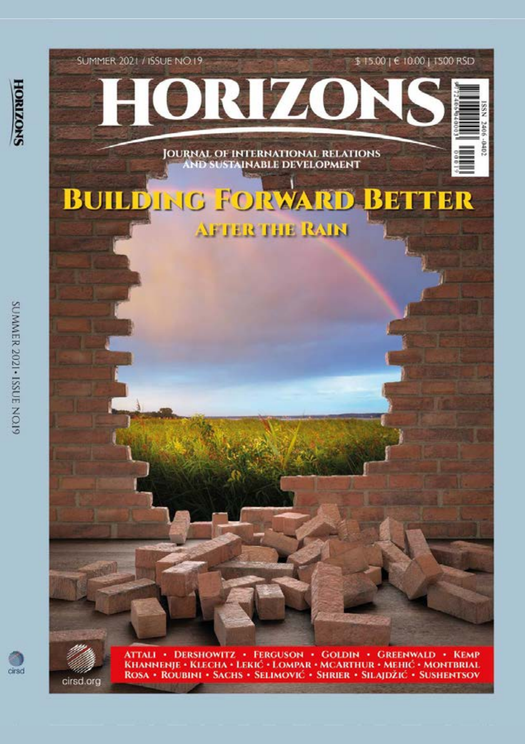SUMMER 2021 / ISSUE NO.19

$ 15.00 | € 10.00 | 1500 RSD

# HORIZONS

JOURNAL OF INTERNATIONAL RELATIONS AND SUSTAINABLE DEVELOPMENT

## BUILDING FORWARD BETTER

### AFTER THE RAIN

ATTALI • DERSHOWITZ • FERGUSON • GOLDIN • GREENWALD • KEMP
KHANNENJE • KLECHA • LEKIĆ • LOMPAR • MCARTHUR • MEHIĆ • MONTBRIAL
ROSA • ROUBINI • SACHS • SELIMOVIĆ • SHRIER • SILAJDŽIĆ • SUSHENTSOV

cirsd.org

ISSN 2406-0402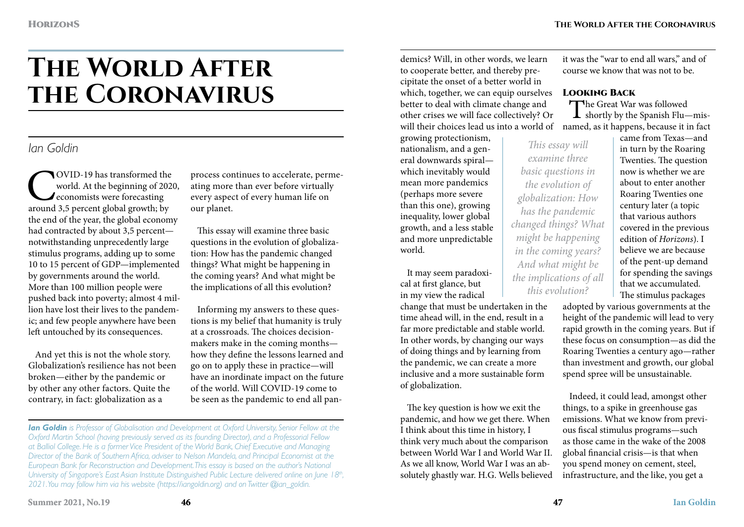# The World After the Coronavirus

## Ian Goldin

COVID-19 has transformed the world. At the beginning of 2020, economists were forecasting around 3,5 percent global growth; by the end of the year, the global economy had contracted by about 3,5 percent—notwithstanding unprecedently large stimulus programs, adding up to some 10 to 15 percent of GDP—implemented by governments around the world. More than 100 million people were pushed back into poverty; almost 4 million have lost their lives to the pandemic; and few people anywhere have been left untouched by its consequences.

And yet this is not the whole story. Globalization's resilience has not been broken—either by the pandemic or by other any other factors. Quite the contrary, in fact: globalization as a process continues to accelerate, permeating more than ever before virtually every aspect of every human life on our planet.

This essay will examine three basic questions in the evolution of globalization: How has the pandemic changed things? What might be happening in the coming years? And what might be the implications of all this evolution?

Informing my answers to these questions is my belief that humanity is truly at a crossroads. The choices decision-makers make in the coming months—how they define the lessons learned and go on to apply these in practice—will have an inordinate impact on the future of the world. Will COVID-19 come to be seen as the pandemic to end all pandemics? Will, in other words, we learn to cooperate better, and thereby precipitate the onset of a better world in which, together, we can equip ourselves better to deal with climate change and other crises we will face collectively? Or will their choices lead us into a world of growing protectionism, nationalism, and a general downwards spiral—which inevitably would mean more pandemics (perhaps more severe than this one), growing inequality, lower global growth, and a less stable and more unpredictable world.

*This essay will examine three basic questions in the evolution of globalization: How has the pandemic changed things? What might be happening in the coming years? And what might be the implications of all this evolution?*

It may seem paradoxical at first glance, but in my view the radical change that must be undertaken in the time ahead will, in the end, result in a far more predictable and stable world. In other words, by changing our ways of doing things and by learning from the pandemic, we can create a more inclusive and a more sustainable form of globalization.

The key question is how we exit the pandemic, and how we get there. When I think about this time in history, I think very much about the comparison between World War I and World War II. As we all know, World War I was an absolutely ghastly war. H.G. Wells believed it was the "war to end all wars," and of course we know that was not to be.

### Looking Back

The Great War was followed shortly by the Spanish Flu—misnamed, as it happens, because it in fact came from Texas—and in turn by the Roaring Twenties. The question now is whether we are about to enter another Roaring Twenties one century later (a topic that various authors covered in the previous edition of *Horizons*). I believe we are because of the pent-up demand for spending the savings that we accumulated. The stimulus packages adopted by various governments at the height of the pandemic will lead to very rapid growth in the coming years. But if these focus on consumption—as did the Roaring Twenties a century ago—rather than investment and growth, our global spend spree will be unsustainable.

Indeed, it could lead, amongst other things, to a spike in greenhouse gas emissions. What we know from previous fiscal stimulus programs—such as those came in the wake of the 2008 global financial crisis—is that when you spend money on cement, steel, infrastructure, and the like, you get a

*__Ian Goldin__ is Professor of Globalisation and Development at Oxford University, Senior Fellow at the Oxford Martin School (having previously served as its founding Director), and a Professorial Fellow at Balliol College. He is a former Vice President of the World Bank, Chief Executive and Managing Director of the Bank of Southern Africa, adviser to Nelson Mandela, and Principal Economist at the European Bank for Reconstruction and Development. This essay is based on the author's National University of Singapore's East Asian Institute Distinguished Public Lecture delivered online on June 18th, 2021. You may follow him via his website (https://iangoldin.org) and on Twitter @ian_goldin.*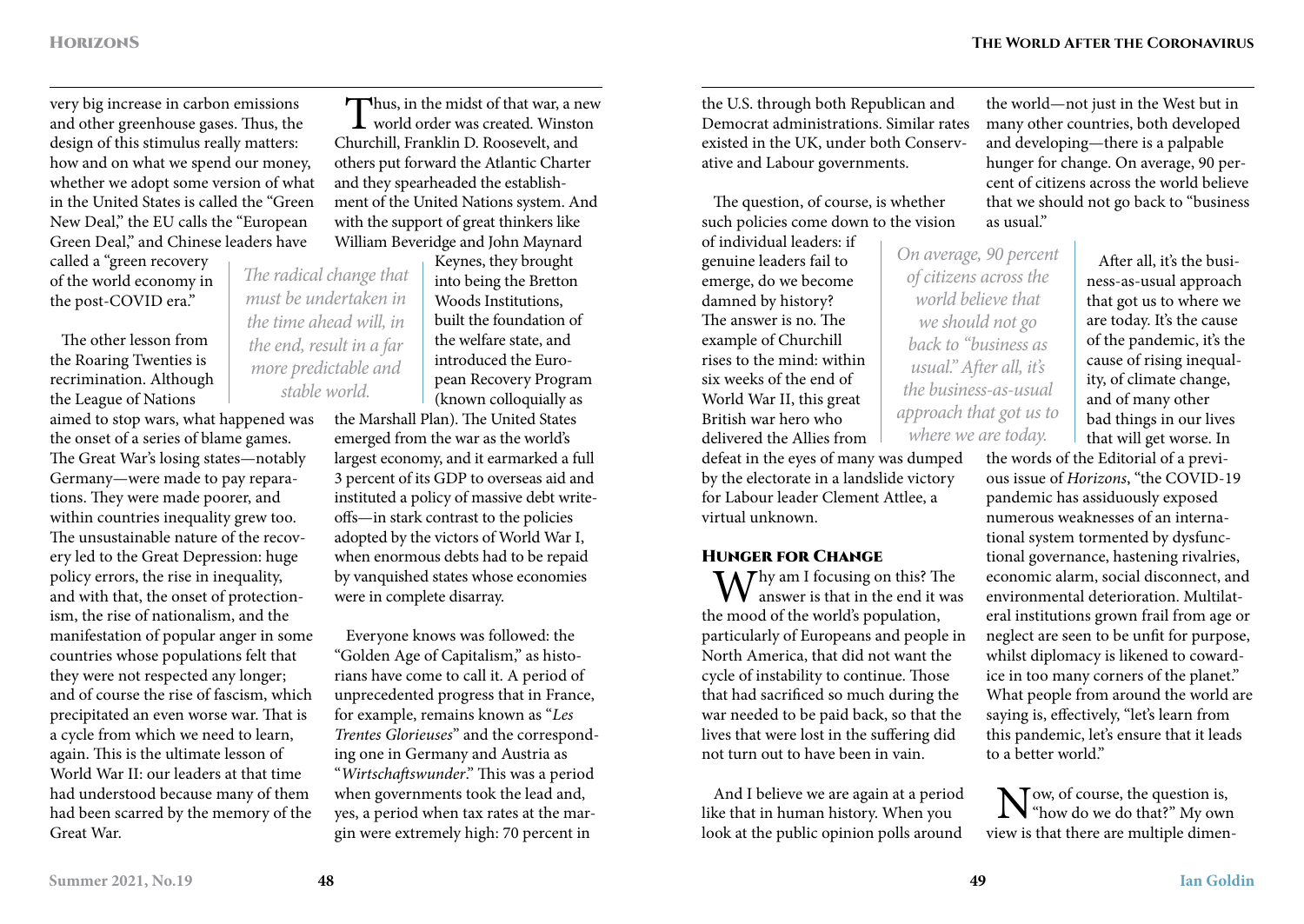very big increase in carbon emissions and other greenhouse gases. Thus, the design of this stimulus really matters: how and on what we spend our money, whether we adopt some version of what in the United States is called the "Green New Deal," the EU calls the "European Green Deal," and Chinese leaders have called a "green recovery of the world economy in the post-COVID era."

The other lesson from the Roaring Twenties is recrimination. Although the League of Nations aimed to stop wars, what happened was the onset of a series of blame games. The Great War's losing states—notably Germany—were made to pay reparations. They were made poorer, and within countries inequality grew too. The unsustainable nature of the recovery led to the Great Depression: huge policy errors, the rise in inequality, and with that, the onset of protectionism, the rise of nationalism, and the manifestation of popular anger in some countries whose populations felt that they were not respected any longer; and of course the rise of fascism, which precipitated an even worse war. That is a cycle from which we need to learn, again. This is the ultimate lesson of World War II: our leaders at that time had understood because many of them had been scarred by the memory of the Great War.

> *The radical change that must be undertaken in the time ahead will, in the end, result in a far more predictable and stable world.*

Thus, in the midst of that war, a new world order was created. Winston Churchill, Franklin D. Roosevelt, and others put forward the Atlantic Charter and they spearheaded the establishment of the United Nations system. And with the support of great thinkers like William Beveridge and John Maynard Keynes, they brought into being the Bretton Woods Institutions, built the foundation of the welfare state, and introduced the European Recovery Program (known colloquially as the Marshall Plan). The United States emerged from the war as the world's largest economy, and it earmarked a full 3 percent of its GDP to overseas aid and instituted a policy of massive debt write-offs—in stark contrast to the policies adopted by the victors of World War I, when enormous debts had to be repaid by vanquished states whose economies were in complete disarray.

Everyone knows was followed: the "Golden Age of Capitalism," as historians have come to call it. A period of unprecedented progress that in France, for example, remains known as "*Les Trentes Glorieuses*" and the corresponding one in Germany and Austria as "*Wirtschaftswunder*." This was a period when governments took the lead and, yes, a period when tax rates at the margin were extremely high: 70 percent in the U.S. through both Republican and Democrat administrations. Similar rates existed in the UK, under both Conservative and Labour governments.

The question, of course, is whether such policies come down to the vision of individual leaders: if genuine leaders fail to emerge, do we become damned by history? The answer is no. The example of Churchill rises to the mind: within six weeks of the end of World War II, this great British war hero who delivered the Allies from defeat in the eyes of many was dumped by the electorate in a landslide victory for Labour leader Clement Attlee, a virtual unknown.

## Hunger for Change

Why am I focusing on this? The answer is that in the end it was the mood of the world's population, particularly of Europeans and people in North America, that did not want the cycle of instability to continue. Those that had sacrificed so much during the war needed to be paid back, so that the lives that were lost in the suffering did not turn out to have been in vain.

And I believe we are again at a period like that in human history. When you look at the public opinion polls around the world—not just in the West but in many other countries, both developed and developing—there is a palpable hunger for change. On average, 90 percent of citizens across the world believe that we should not go back to "business as usual."

> *On average, 90 percent of citizens across the world believe that we should not go back to "business as usual." After all, it's the business-as-usual approach that got us to where we are today.*

After all, it's the business-as-usual approach that got us to where we are today. It's the cause of the pandemic, it's the cause of rising inequality, of climate change, and of many other bad things in our lives that will get worse. In the words of the Editorial of a previous issue of *Horizons*, "the COVID-19 pandemic has assiduously exposed numerous weaknesses of an international system tormented by dysfunctional governance, hastening rivalries, economic alarm, social disconnect, and environmental deterioration. Multilateral institutions grown frail from age or neglect are seen to be unfit for purpose, whilst diplomacy is likened to cowardice in too many corners of the planet." What people from around the world are saying is, effectively, "let's learn from this pandemic, let's ensure that it leads to a better world."

Now, of course, the question is, "how do we do that?" My own view is that there are multiple dimen-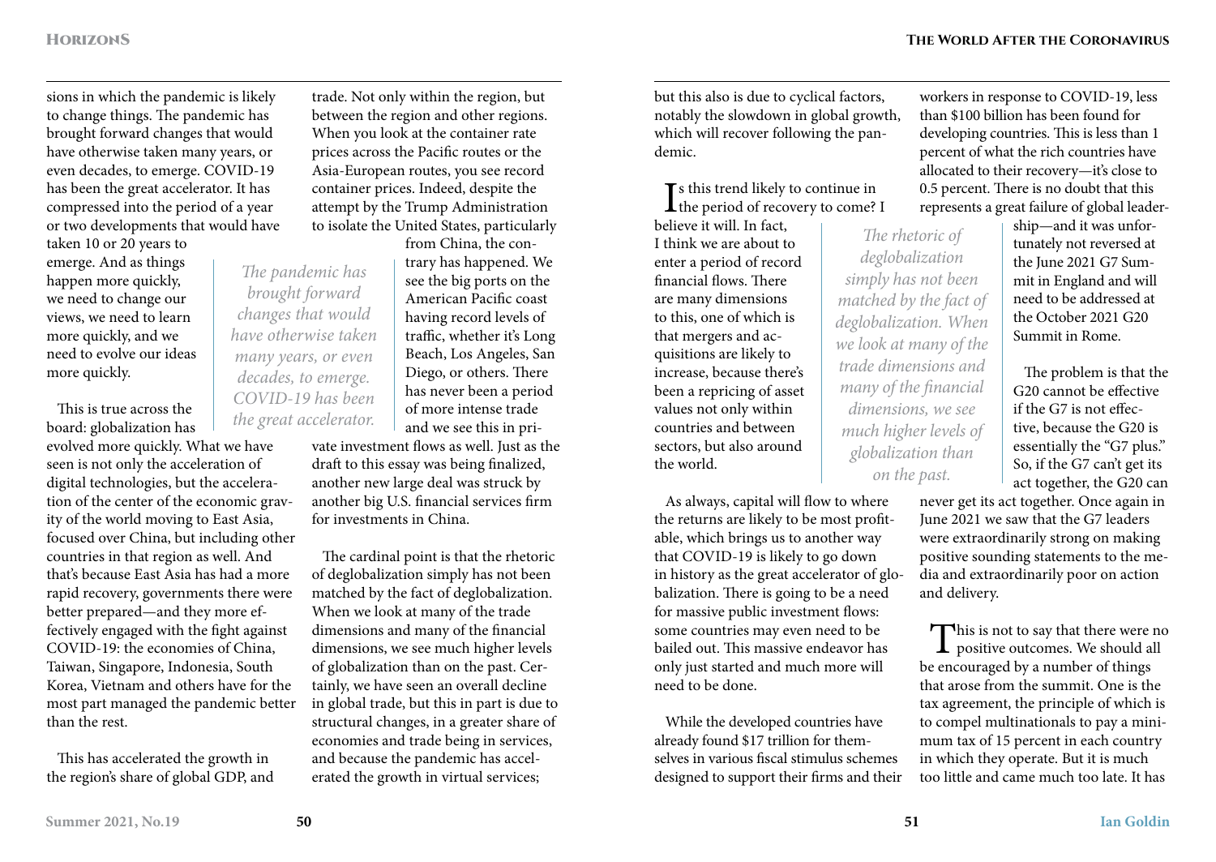sions in which the pandemic is likely to change things. The pandemic has brought forward changes that would have otherwise taken many years, or even decades, to emerge. COVID-19 has been the great accelerator. It has compressed into the period of a year or two developments that would have taken 10 or 20 years to emerge. And as things happen more quickly, we need to change our views, we need to learn more quickly, and we need to evolve our ideas more quickly.

> *The pandemic has brought forward changes that would have otherwise taken many years, or even decades, to emerge. COVID-19 has been the great accelerator.*

This is true across the board: globalization has evolved more quickly. What we have seen is not only the acceleration of digital technologies, but the acceleration of the center of the economic gravity of the world moving to East Asia, focused over China, but including other countries in that region as well. And that's because East Asia has had a more rapid recovery, governments there were better prepared—and they more effectively engaged with the fight against COVID-19: the economies of China, Taiwan, Singapore, Indonesia, South Korea, Vietnam and others have for the most part managed the pandemic better than the rest.

This has accelerated the growth in the region's share of global GDP, and trade. Not only within the region, but between the region and other regions. When you look at the container rate prices across the Pacific routes or the Asia-European routes, you see record container prices. Indeed, despite the attempt by the Trump Administration to isolate the United States, particularly from China, the contrary has happened. We see the big ports on the American Pacific coast having record levels of traffic, whether it's Long Beach, Los Angeles, San Diego, or others. There has never been a period of more intense trade and we see this in private investment flows as well. Just as the draft to this essay was being finalized, another new large deal was struck by another big U.S. financial services firm for investments in China.

The cardinal point is that the rhetoric of deglobalization simply has not been matched by the fact of deglobalization. When we look at many of the trade dimensions and many of the financial dimensions, we see much higher levels of globalization than on the past. Certainly, we have seen an overall decline in global trade, but this in part is due to structural changes, in a greater share of economies and trade being in services, and because the pandemic has accelerated the growth in virtual services; but this also is due to cyclical factors, notably the slowdown in global growth, which will recover following the pandemic.

Is this trend likely to continue in the period of recovery to come? I believe it will. In fact, I think we are about to enter a period of record financial flows. There are many dimensions to this, one of which is that mergers and acquisitions are likely to increase, because there's been a repricing of asset values not only within countries and between sectors, but also around the world.

> *The rhetoric of deglobalization simply has not been matched by the fact of deglobalization. When we look at many of the trade dimensions and many of the financial dimensions, we see much higher levels of globalization than on the past.*

As always, capital will flow to where the returns are likely to be most profitable, which brings us to another way that COVID-19 is likely to go down in history as the great accelerator of globalization. There is going to be a need for massive public investment flows: some countries may even need to be bailed out. This massive endeavor has only just started and much more will need to be done.

While the developed countries have already found $17 trillion for themselves in various fiscal stimulus schemes designed to support their firms and their workers in response to COVID-19, less than $100 billion has been found for developing countries. This is less than 1 percent of what the rich countries have allocated to their recovery—it's close to 0.5 percent. There is no doubt that this represents a great failure of global leadership—and it was unfortunately not reversed at the June 2021 G7 Summit in England and will need to be addressed at the October 2021 G20 Summit in Rome.

The problem is that the G20 cannot be effective if the G7 is not effective, because the G20 is essentially the "G7 plus." So, if the G7 can't get its act together, the G20 can never get its act together. Once again in June 2021 we saw that the G7 leaders were extraordinarily strong on making positive sounding statements to the media and extraordinarily poor on action and delivery.

This is not to say that there were no positive outcomes. We should all be encouraged by a number of things that arose from the summit. One is the tax agreement, the principle of which is to compel multinationals to pay a minimum tax of 15 percent in each country in which they operate. But it is much too little and came much too late. It has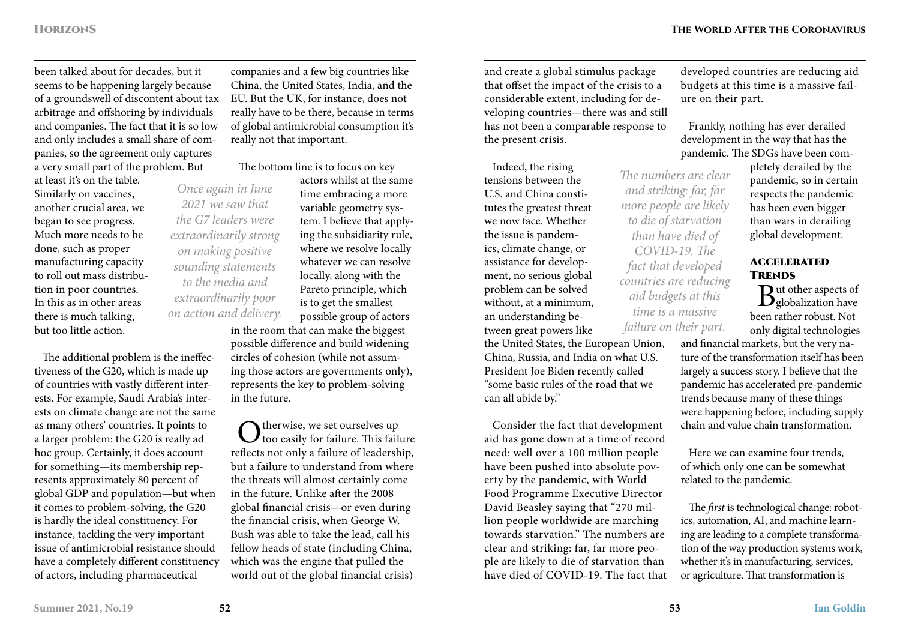been talked about for decades, but it seems to be happening largely because of a groundswell of discontent about tax arbitrage and offshoring by individuals and companies. The fact that it is so low and only includes a small share of companies, so the agreement only captures a very small part of the problem. But at least it's on the table. Similarly on vaccines, another crucial area, we began to see progress. Much more needs to be done, such as proper manufacturing capacity to roll out mass distribution in poor countries. In this as in other areas there is much talking, but too little action.

> *Once again in June 2021 we saw that the G7 leaders were extraordinarily strong on making positive sounding statements to the media and extraordinarily poor on action and delivery.*

The additional problem is the ineffectiveness of the G20, which is made up of countries with vastly different interests. For example, Saudi Arabia's interests on climate change are not the same as many others' countries. It points to a larger problem: the G20 is really ad hoc group. Certainly, it does account for something—its membership represents approximately 80 percent of global GDP and population—but when it comes to problem-solving, the G20 is hardly the ideal constituency. For instance, tackling the very important issue of antimicrobial resistance should have a completely different constituency of actors, including pharmaceutical companies and a few big countries like China, the United States, India, and the EU. But the UK, for instance, does not really have to be there, because in terms of global antimicrobial consumption it's really not that important.

The bottom line is to focus on key actors whilst at the same time embracing a more variable geometry system. I believe that applying the subsidiarity rule, where we resolve locally whatever we can resolve locally, along with the Pareto principle, which is to get the smallest possible group of actors in the room that can make the biggest possible difference and build widening circles of cohesion (while not assuming those actors are governments only), represents the key to problem-solving in the future.

Otherwise, we set ourselves up too easily for failure. This failure reflects not only a failure of leadership, but a failure to understand from where the threats will almost certainly come in the future. Unlike after the 2008 global financial crisis—or even during the financial crisis, when George W. Bush was able to take the lead, call his fellow heads of state (including China, which was the engine that pulled the world out of the global financial crisis) and create a global stimulus package that offset the impact of the crisis to a considerable extent, including for developing countries—there was and still has not been a comparable response to the present crisis.

Indeed, the rising tensions between the U.S. and China constitutes the greatest threat we now face. Whether the issue is pandemics, climate change, or assistance for development, no serious global problem can be solved without, at a minimum, an understanding between great powers like the United States, the European Union, China, Russia, and India on what U.S. President Joe Biden recently called "some basic rules of the road that we can all abide by."

> *The numbers are clear and striking: far, far more people are likely to die of starvation than have died of COVID-19. The fact that developed countries are reducing aid budgets at this time is a massive failure on their part.*

Consider the fact that development aid has gone down at a time of record need: well over a 100 million people have been pushed into absolute poverty by the pandemic, with World Food Programme Executive Director David Beasley saying that "270 million people worldwide are marching towards starvation." The numbers are clear and striking: far, far more people are likely to die of starvation than have died of COVID-19. The fact that developed countries are reducing aid budgets at this time is a massive failure on their part.

Frankly, nothing has ever derailed development in the way that has the pandemic. The SDGs have been completely derailed by the pandemic, so in certain respects the pandemic has been even bigger than wars in derailing global development.

## Accelerated Trends

But other aspects of globalization have been rather robust. Not only digital technologies and financial markets, but the very nature of the transformation itself has been largely a success story. I believe that the pandemic has accelerated pre-pandemic trends because many of these things were happening before, including supply chain and value chain transformation.

Here we can examine four trends, of which only one can be somewhat related to the pandemic.

The *first* is technological change: robotics, automation, AI, and machine learning are leading to a complete transformation of the way production systems work, whether it's in manufacturing, services, or agriculture. That transformation is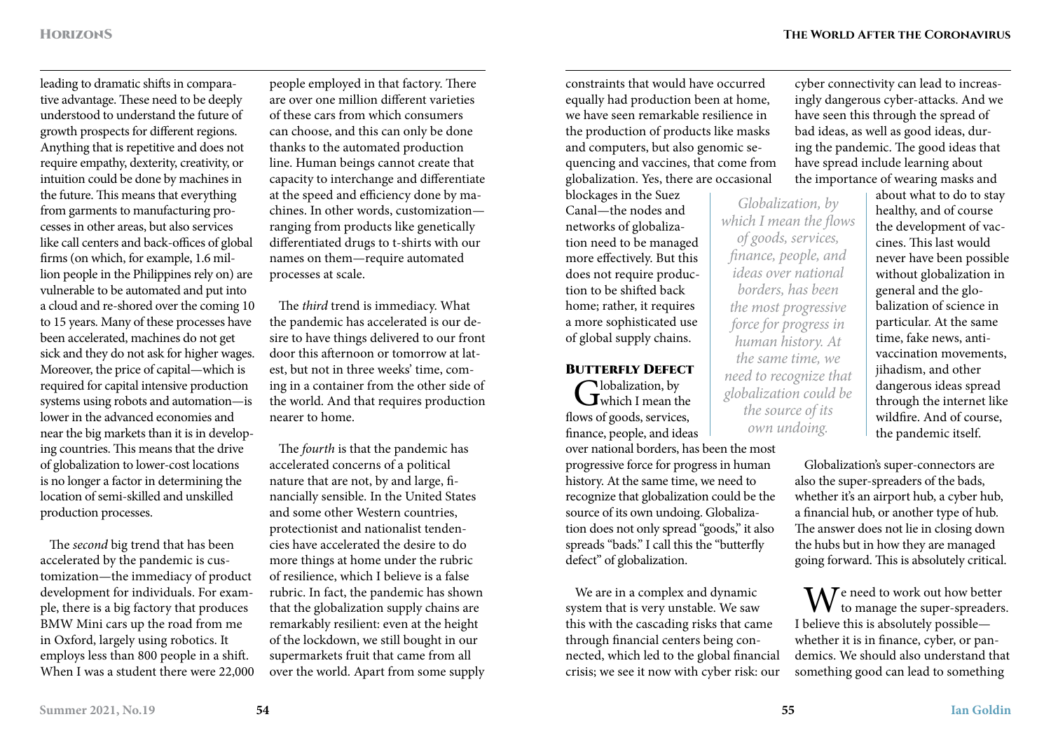leading to dramatic shifts in comparative advantage. These need to be deeply understood to understand the future of growth prospects for different regions. Anything that is repetitive and does not require empathy, dexterity, creativity, or intuition could be done by machines in the future. This means that everything from garments to manufacturing processes in other areas, but also services like call centers and back-offices of global firms (on which, for example, 1.6 million people in the Philippines rely on) are vulnerable to be automated and put into a cloud and re-shored over the coming 10 to 15 years. Many of these processes have been accelerated, machines do not get sick and they do not ask for higher wages. Moreover, the price of capital—which is required for capital intensive production systems using robots and automation—is lower in the advanced economies and near the big markets than it is in developing countries. This means that the drive of globalization to lower-cost locations is no longer a factor in determining the location of semi-skilled and unskilled production processes.

The *second* big trend that has been accelerated by the pandemic is customization—the immediacy of product development for individuals. For example, there is a big factory that produces BMW Mini cars up the road from me in Oxford, largely using robotics. It employs less than 800 people in a shift. When I was a student there were 22,000 people employed in that factory. There are over one million different varieties of these cars from which consumers can choose, and this can only be done thanks to the automated production line. Human beings cannot create that capacity to interchange and differentiate at the speed and efficiency done by machines. In other words, customization—ranging from products like genetically differentiated drugs to t-shirts with our names on them—require automated processes at scale.

The *third* trend is immediacy. What the pandemic has accelerated is our desire to have things delivered to our front door this afternoon or tomorrow at latest, but not in three weeks' time, coming in a container from the other side of the world. And that requires production nearer to home.

The *fourth* is that the pandemic has accelerated concerns of a political nature that are not, by and large, financially sensible. In the United States and some other Western countries, protectionist and nationalist tendencies have accelerated the desire to do more things at home under the rubric of resilience, which I believe is a false rubric. In fact, the pandemic has shown that the globalization supply chains are remarkably resilient: even at the height of the lockdown, we still bought in our supermarkets fruit that came from all over the world. Apart from some supply constraints that would have occurred equally had production been at home, we have seen remarkable resilience in the production of products like masks and computers, but also genomic sequencing and vaccines, that come from globalization. Yes, there are occasional blockages in the Suez Canal—the nodes and networks of globalization need to be managed more effectively. But this does not require production to be shifted back home; rather, it requires a more sophisticated use of global supply chains.

## Butterfly Defect

Globalization, by which I mean the flows of goods, services, finance, people, and ideas over national borders, has been the most progressive force for progress in human history. At the same time, we need to recognize that globalization could be the source of its own undoing. Globalization does not only spread "goods," it also spreads "bads." I call this the "butterfly defect" of globalization.

> *Globalization, by which I mean the flows of goods, services, finance, people, and ideas over national borders, has been the most progressive force for progress in human history. At the same time, we need to recognize that globalization could be the source of its own undoing.*

We are in a complex and dynamic system that is very unstable. We saw this with the cascading risks that came through financial centers being connected, which led to the global financial crisis; we see it now with cyber risk: our cyber connectivity can lead to increasingly dangerous cyber-attacks. And we have seen this through the spread of bad ideas, as well as good ideas, during the pandemic. The good ideas that have spread include learning about the importance of wearing masks and about what to do to stay healthy, and of course the development of vaccines. This last would never have been possible without globalization in general and the globalization of science in particular. At the same time, fake news, anti-vaccination movements, jihadism, and other dangerous ideas spread through the internet like wildfire. And of course, the pandemic itself.

Globalization's super-connectors are also the super-spreaders of the bads, whether it's an airport hub, a cyber hub, a financial hub, or another type of hub. The answer does not lie in closing down the hubs but in how they are managed going forward. This is absolutely critical.

We need to work out how better to manage the super-spreaders. I believe this is absolutely possible—whether it is in finance, cyber, or pandemics. We should also understand that something good can lead to something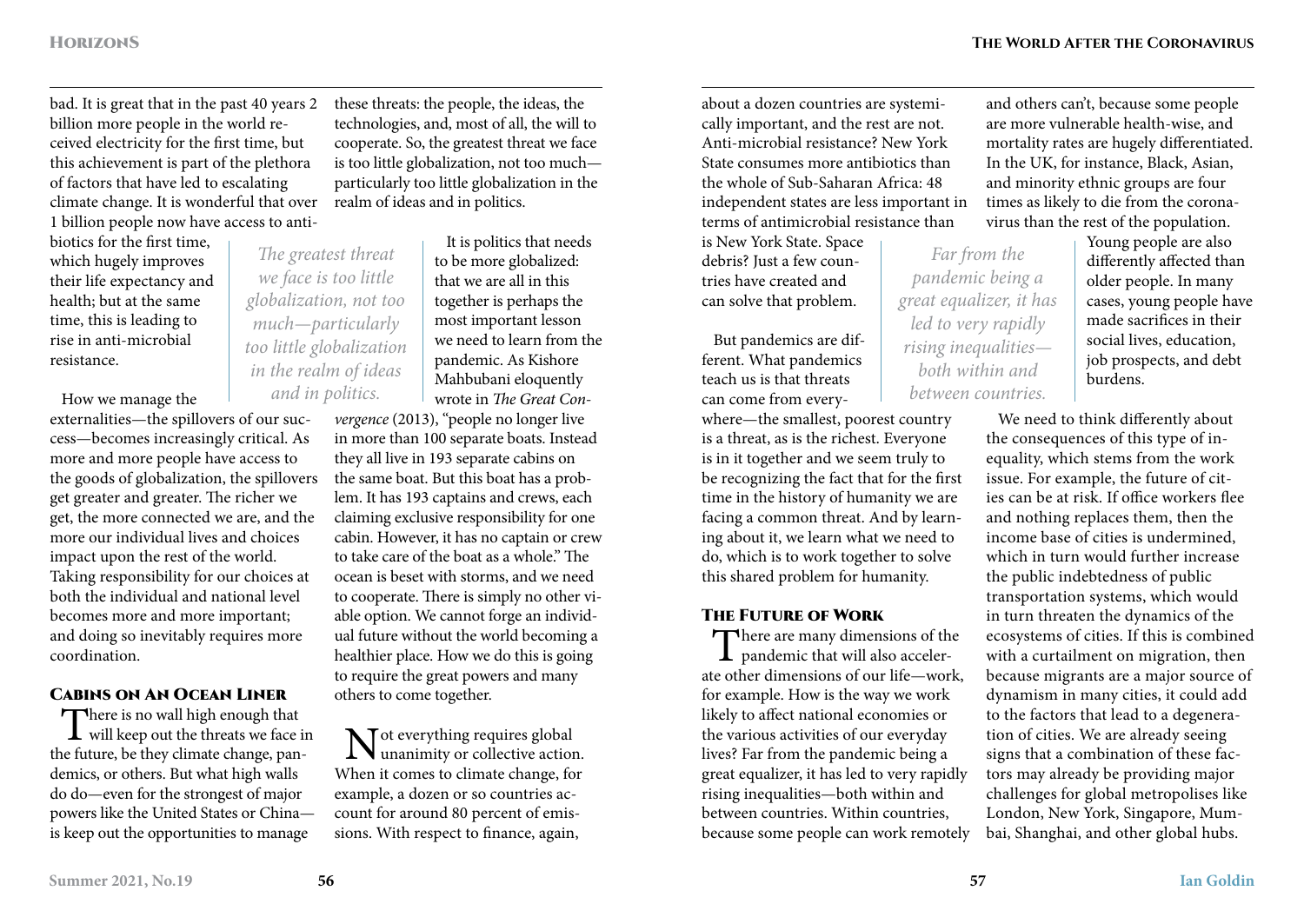bad. It is great that in the past 40 years 2 billion more people in the world received electricity for the first time, but this achievement is part of the plethora of factors that have led to escalating climate change. It is wonderful that over 1 billion people now have access to antibiotics for the first time, which hugely improves their life expectancy and health; but at the same time, this is leading to rise in anti-microbial resistance.

How we manage the externalities—the spillovers of our success—becomes increasingly critical. As more and more people have access to the goods of globalization, the spillovers get greater and greater. The richer we get, the more connected we are, and the more our individual lives and choices impact upon the rest of the world. Taking responsibility for our choices at both the individual and national level becomes more and more important; and doing so inevitably requires more coordination.

## Cabins on An Ocean Liner

There is no wall high enough that will keep out the threats we face in the future, be they climate change, pandemics, or others. But what high walls do do—even for the strongest of major powers like the United States or China—is keep out the opportunities to manage these threats: the people, the ideas, the technologies, and, most of all, the will to cooperate. So, the greatest threat we face is too little globalization, not too much—particularly too little globalization in the realm of ideas and in politics.

*The greatest threat we face is too little globalization, not too much—particularly too little globalization in the realm of ideas and in politics.*

It is politics that needs to be more globalized: that we are all in this together is perhaps the most important lesson we need to learn from the pandemic. As Kishore Mahbubani eloquently wrote in *The Great Convergence* (2013), "people no longer live in more than 100 separate boats. Instead they all live in 193 separate cabins on the same boat. But this boat has a problem. It has 193 captains and crews, each claiming exclusive responsibility for one cabin. However, it has no captain or crew to take care of the boat as a whole." The ocean is beset with storms, and we need to cooperate. There is simply no other viable option. We cannot forge an individual future without the world becoming a healthier place. How we do this is going to require the great powers and many others to come together.

Not everything requires global unanimity or collective action. When it comes to climate change, for example, a dozen or so countries account for around 80 percent of emissions. With respect to finance, again, about a dozen countries are systemically important, and the rest are not. Anti-microbial resistance? New York State consumes more antibiotics than the whole of Sub-Saharan Africa: 48 independent states are less important in terms of antimicrobial resistance than is New York State. Space debris? Just a few countries have created and can solve that problem.

But pandemics are different. What pandemics teach us is that threats can come from everywhere—the smallest, poorest country is a threat, as is the richest. Everyone is in it together and we seem truly to be recognizing the fact that for the first time in the history of humanity we are facing a common threat. And by learning about it, we learn what we need to do, which is to work together to solve this shared problem for humanity.

## The Future of Work

There are many dimensions of the pandemic that will also accelerate other dimensions of our life—work, for example. How is the way we work likely to affect national economies or the various activities of our everyday lives? Far from the pandemic being a great equalizer, it has led to very rapidly rising inequalities—both within and between countries. Within countries, because some people can work remotely and others can't, because some people are more vulnerable health-wise, and mortality rates are hugely differentiated. In the UK, for instance, Black, Asian, and minority ethnic groups are four times as likely to die from the coronavirus than the rest of the population.

*Far from the pandemic being a great equalizer, it has led to very rapidly rising inequalities—both within and between countries.*

Young people are also differently affected than older people. In many cases, young people have made sacrifices in their social lives, education, job prospects, and debt burdens.

We need to think differently about the consequences of this type of inequality, which stems from the work issue. For example, the future of cities can be at risk. If office workers flee and nothing replaces them, then the income base of cities is undermined, which in turn would further increase the public indebtedness of public transportation systems, which would in turn threaten the dynamics of the ecosystems of cities. If this is combined with a curtailment on migration, then because migrants are a major source of dynamism in many cities, it could add to the factors that lead to a degeneration of cities. We are already seeing signs that a combination of these factors may already be providing major challenges for global metropolises like London, New York, Singapore, Mumbai, Shanghai, and other global hubs.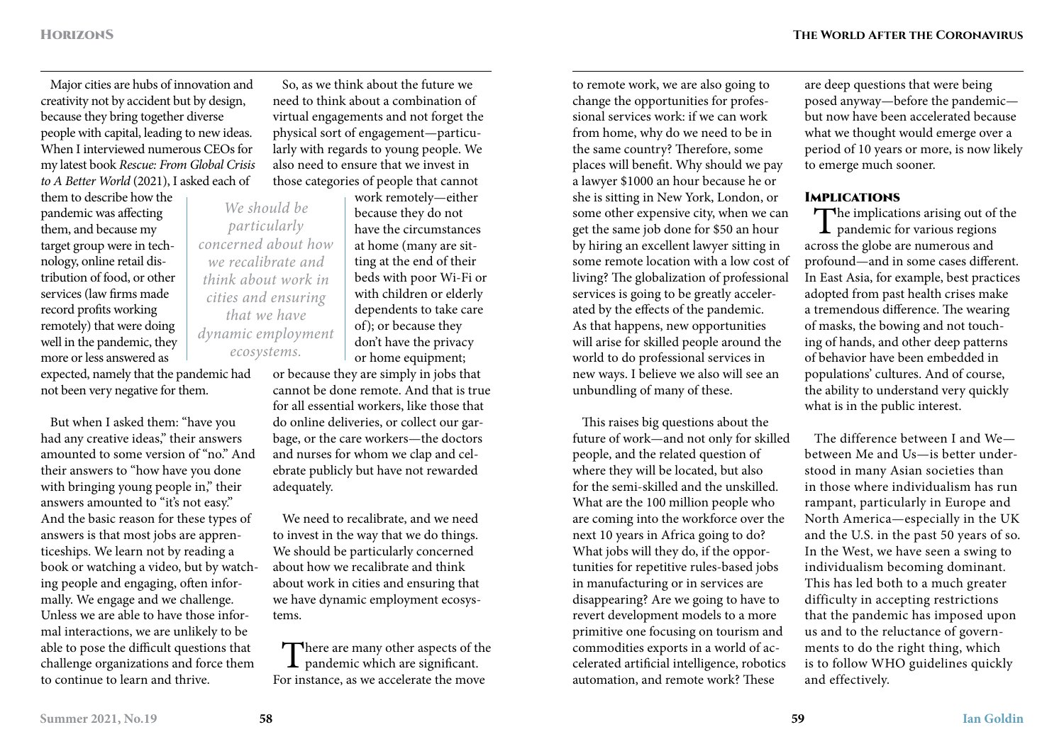Major cities are hubs of innovation and creativity not by accident but by design, because they bring together diverse people with capital, leading to new ideas. When I interviewed numerous CEOs for my latest book *Rescue: From Global Crisis to A Better World* (2021), I asked each of them to describe how the pandemic was affecting them, and because my target group were in technology, online retail distribution of food, or other services (law firms made record profits working remotely) that were doing well in the pandemic, they more or less answered as expected, namely that the pandemic had not been very negative for them.

But when I asked them: "have you had any creative ideas," their answers amounted to some version of "no." And their answers to "how have you done with bringing young people in," their answers amounted to "it's not easy." And the basic reason for these types of answers is that most jobs are apprenticeships. We learn not by reading a book or watching a video, but by watching people and engaging, often informally. We engage and we challenge. Unless we are able to have those informal interactions, we are unlikely to be able to pose the difficult questions that challenge organizations and force them to continue to learn and thrive.

So, as we think about the future we need to think about a combination of virtual engagements and not forget the physical sort of engagement—particularly with regards to young people. We also need to ensure that we invest in those categories of people that cannot work remotely—either because they do not have the circumstances at home (many are sitting at the end of their beds with poor Wi-Fi or with children or elderly dependents to take care of); or because they don't have the privacy or home equipment; or because they are simply in jobs that cannot be done remote. And that is true for all essential workers, like those that do online deliveries, or collect our garbage, or the care workers—the doctors and nurses for whom we clap and celebrate publicly but have not rewarded adequately.

> *We should be particularly concerned about how we recalibrate and think about work in cities and ensuring that we have dynamic employment ecosystems.*

We need to recalibrate, and we need to invest in the way that we do things. We should be particularly concerned about how we recalibrate and think about work in cities and ensuring that we have dynamic employment ecosystems.

There are many other aspects of the pandemic which are significant. For instance, as we accelerate the move to remote work, we are also going to change the opportunities for professional services work: if we can work from home, why do we need to be in the same country? Therefore, some places will benefit. Why should we pay a lawyer $1000 an hour because he or she is sitting in New York, London, or some other expensive city, when we can get the same job done for $50 an hour by hiring an excellent lawyer sitting in some remote location with a low cost of living? The globalization of professional services is going to be greatly accelerated by the effects of the pandemic. As that happens, new opportunities will arise for skilled people around the world to do professional services in new ways. I believe we also will see an unbundling of many of these.

This raises big questions about the future of work—and not only for skilled people, and the related question of where they will be located, but also for the semi-skilled and the unskilled. What are the 100 million people who are coming into the workforce over the next 10 years in Africa going to do? What jobs will they do, if the opportunities for repetitive rules-based jobs in manufacturing or in services are disappearing? Are we going to have to revert development models to a more primitive one focusing on tourism and commodities exports in a world of accelerated artificial intelligence, robotics automation, and remote work? These are deep questions that were being posed anyway—before the pandemic—but now have been accelerated because what we thought would emerge over a period of 10 years or more, is now likely to emerge much sooner.

## Implications

The implications arising out of the pandemic for various regions across the globe are numerous and profound—and in some cases different. In East Asia, for example, best practices adopted from past health crises make a tremendous difference. The wearing of masks, the bowing and not touching of hands, and other deep patterns of behavior have been embedded in populations' cultures. And of course, the ability to understand very quickly what is in the public interest.

The difference between I and We—between Me and Us—is better understood in many Asian societies than in those where individualism has run rampant, particularly in Europe and North America—especially in the UK and the U.S. in the past 50 years of so. In the West, we have seen a swing to individualism becoming dominant. This has led both to a much greater difficulty in accepting restrictions that the pandemic has imposed upon us and to the reluctance of governments to do the right thing, which is to follow WHO guidelines quickly and effectively.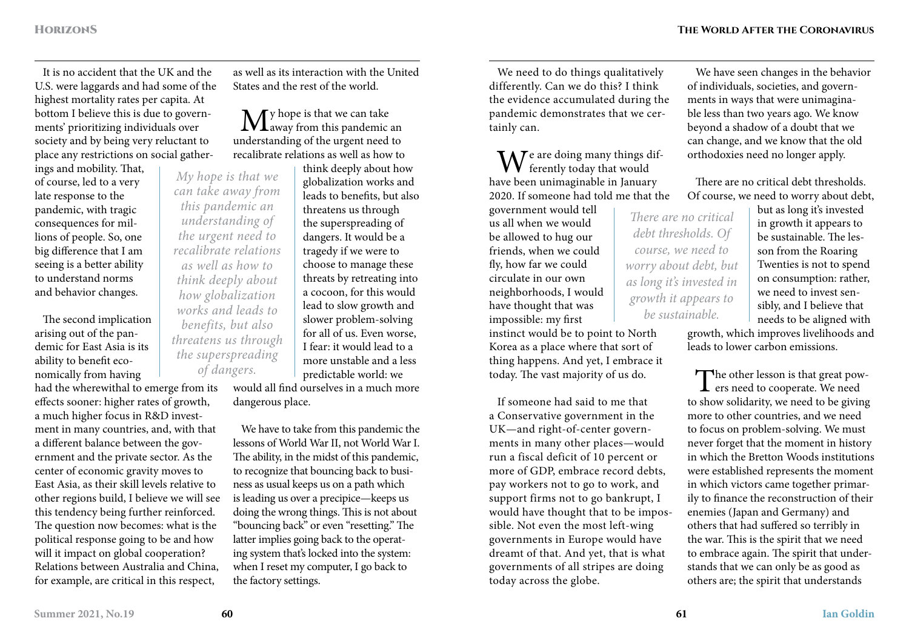It is no accident that the UK and the U.S. were laggards and had some of the highest mortality rates per capita. At bottom I believe this is due to governments' prioritizing individuals over society and by being very reluctant to place any restrictions on social gatherings and mobility. That, of course, led to a very late response to the pandemic, with tragic consequences for millions of people. So, one big difference that I am seeing is a better ability to understand norms and behavior changes.

The second implication arising out of the pandemic for East Asia is its ability to benefit economically from having had the wherewithal to emerge from its effects sooner: higher rates of growth, a much higher focus in R&D investment in many countries, and, with that a different balance between the government and the private sector. As the center of economic gravity moves to East Asia, as their skill levels relative to other regions build, I believe we will see this tendency being further reinforced. The question now becomes: what is the political response going to be and how will it impact on global cooperation? Relations between Australia and China, for example, are critical in this respect, as well as its interaction with the United States and the rest of the world.

My hope is that we can take away from this pandemic an understanding of the urgent need to recalibrate relations as well as how to think deeply about how globalization works and leads to benefits, but also threatens us through the superspreading of dangers. It would be a tragedy if we were to choose to manage these threats by retreating into a cocoon, for this would lead to slow growth and slower problem-solving for all of us. Even worse, I fear: it would lead to a more unstable and a less predictable world: we would all find ourselves in a much more dangerous place.

*My hope is that we can take away from this pandemic an understanding of the urgent need to recalibrate relations as well as how to think deeply about how globalization works and leads to benefits, but also threatens us through the superspreading of dangers.*

We have to take from this pandemic the lessons of World War II, not World War I. The ability, in the midst of this pandemic, to recognize that bouncing back to business as usual keeps us on a path which is leading us over a precipice—keeps us doing the wrong things. This is not about "bouncing back" or even "resetting." The latter implies going back to the operating system that's locked into the system: when I reset my computer, I go back to the factory settings.

We need to do things qualitatively differently. Can we do this? I think the evidence accumulated during the pandemic demonstrates that we certainly can.

We are doing many things differently today that would have been unimaginable in January 2020. If someone had told me that the government would tell us all when we would be allowed to hug our friends, when we could fly, how far we could circulate in our own neighborhoods, I would have thought that was impossible: my first instinct would be to point to North Korea as a place where that sort of thing happens. And yet, I embrace it today. The vast majority of us do.

If someone had said to me that a Conservative government in the UK—and right-of-center governments in many other places—would run a fiscal deficit of 10 percent or more of GDP, embrace record debts, pay workers not to go to work, and support firms not to go bankrupt, I would have thought that to be impossible. Not even the most left-wing governments in Europe would have dreamt of that. And yet, that is what governments of all stripes are doing today across the globe.

We have seen changes in the behavior of individuals, societies, and governments in ways that were unimaginable less than two years ago. We know beyond a shadow of a doubt that we can change, and we know that the old orthodoxies need no longer apply.

There are no critical debt thresholds. Of course, we need to worry about debt, but as long it's invested in growth it appears to be sustainable. The lesson from the Roaring Twenties is not to spend on consumption: rather, we need to invest sensibly, and I believe that needs to be aligned with growth, which improves livelihoods and leads to lower carbon emissions.

*There are no critical debt thresholds. Of course, we need to worry about debt, but as long it's invested in growth it appears to be sustainable.*

The other lesson is that great powers need to cooperate. We need to show solidarity, we need to be giving more to other countries, and we need to focus on problem-solving. We must never forget that the moment in history in which the Bretton Woods institutions were established represents the moment in which victors came together primarily to finance the reconstruction of their enemies (Japan and Germany) and others that had suffered so terribly in the war. This is the spirit that we need to embrace again. The spirit that understands that we can only be as good as others are; the spirit that understands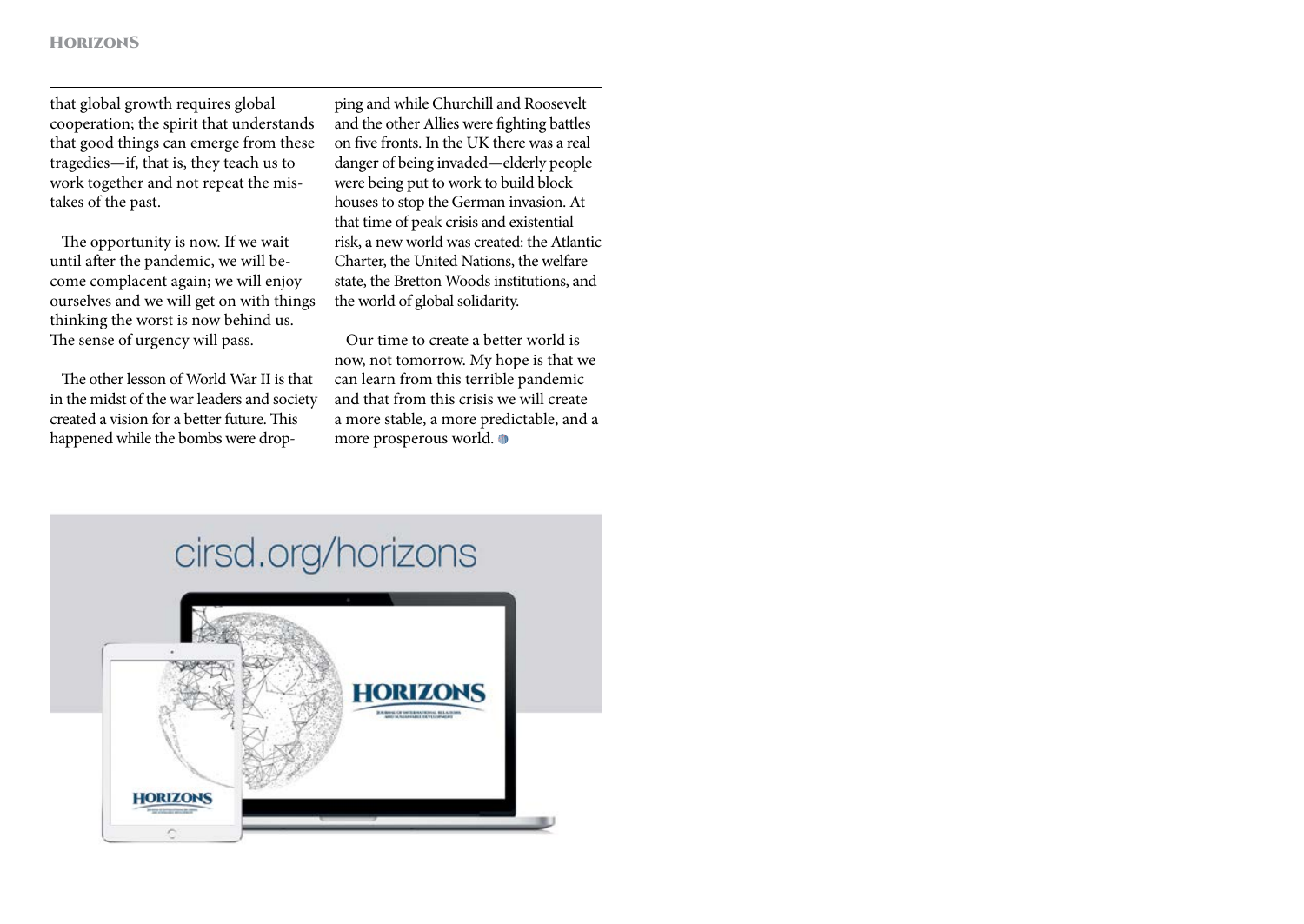that global growth requires global cooperation; the spirit that understands that good things can emerge from these tragedies—if, that is, they teach us to work together and not repeat the mistakes of the past.

The opportunity is now. If we wait until after the pandemic, we will become complacent again; we will enjoy ourselves and we will get on with things thinking the worst is now behind us. The sense of urgency will pass.

The other lesson of World War II is that in the midst of the war leaders and society created a vision for a better future. This happened while the bombs were dropping and while Churchill and Roosevelt and the other Allies were fighting battles on five fronts. In the UK there was a real danger of being invaded—elderly people were being put to work to build block houses to stop the German invasion. At that time of peak crisis and existential risk, a new world was created: the Atlantic Charter, the United Nations, the welfare state, the Bretton Woods institutions, and the world of global solidarity.

Our time to create a better world is now, not tomorrow. My hope is that we can learn from this terrible pandemic and that from this crisis we will create a more stable, a more predictable, and a more prosperous world.

cirsd.org/horizons